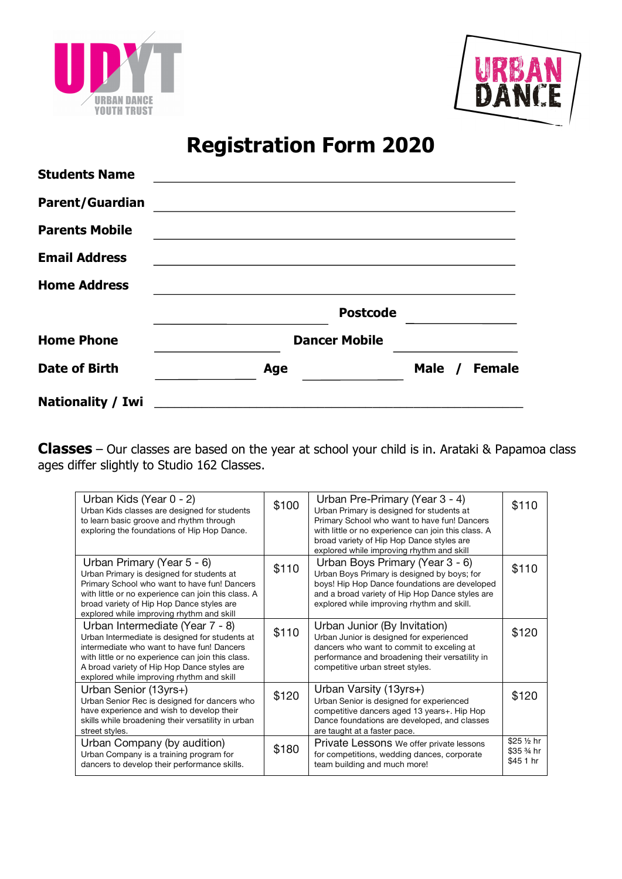# Registration Form 2020

**Students Name** ______________________________

**Parent/Guardian** ______________________________

**Parents Mobile** ______________________________

**Email Address** ______________________________

**Home Address** ______________________________

______________________ **Postcode** ______________

**Home Phone** ______________ **Dancer Mobile** ______________

**Date of Birth** ____________ **Age** ____________ **Male / Female**

**Nationality / Iwi** ______________________________

**Classes** – Our classes are based on the year at school your child is in. Arataki & Papamoa class ages differ slightly to Studio 162 Classes.

| Class | Price | Class | Price |
|---|---|---|---|
| Urban Kids (Year 0 - 2)<br>Urban Kids classes are designed for students to learn basic groove and rhythm through exploring the foundations of Hip Hop Dance. | $100 | Urban Pre-Primary (Year 3 - 4)<br>Urban Primary is designed for students at Primary School who want to have fun! Dancers with little or no experience can join this class. A broad variety of Hip Hop Dance styles are explored while improving rhythm and skill | $110 |
| Urban Primary (Year 5 - 6)<br>Urban Primary is designed for students at Primary School who want to have fun! Dancers with little or no experience can join this class. A broad variety of Hip Hop Dance styles are explored while improving rhythm and skill | $110 | Urban Boys Primary (Year 3 - 6)<br>Urban Boys Primary is designed by boys; for boys! Hip Hop Dance foundations are developed and a broad variety of Hip Hop Dance styles are explored while improving rhythm and skill. | $110 |
| Urban Intermediate (Year 7 - 8)<br>Urban Intermediate is designed for students at intermediate who want to have fun! Dancers with little or no experience can join this class. A broad variety of Hip Hop Dance styles are explored while improving rhythm and skill | $110 | Urban Junior (By Invitation)<br>Urban Junior is designed for experienced dancers who want to commit to exceling at performance and broadening their versatility in competitive urban street styles. | $120 |
| Urban Senior (13yrs+)<br>Urban Senior Rec is designed for dancers who have experience and wish to develop their skills while broadening their versatility in urban street styles. | $120 | Urban Varsity (13yrs+)<br>Urban Senior is designed for experienced competitive dancers aged 13 years+. Hip Hop Dance foundations are developed, and classes are taught at a faster pace. | $120 |
| Urban Company (by audition)<br>Urban Company is a training program for dancers to develop their performance skills. | $180 | Private Lessons We offer private lessons for competitions, wedding dances, corporate team building and much more! | $25 ½ hr<br>$35 ¾ hr<br>$45 1 hr |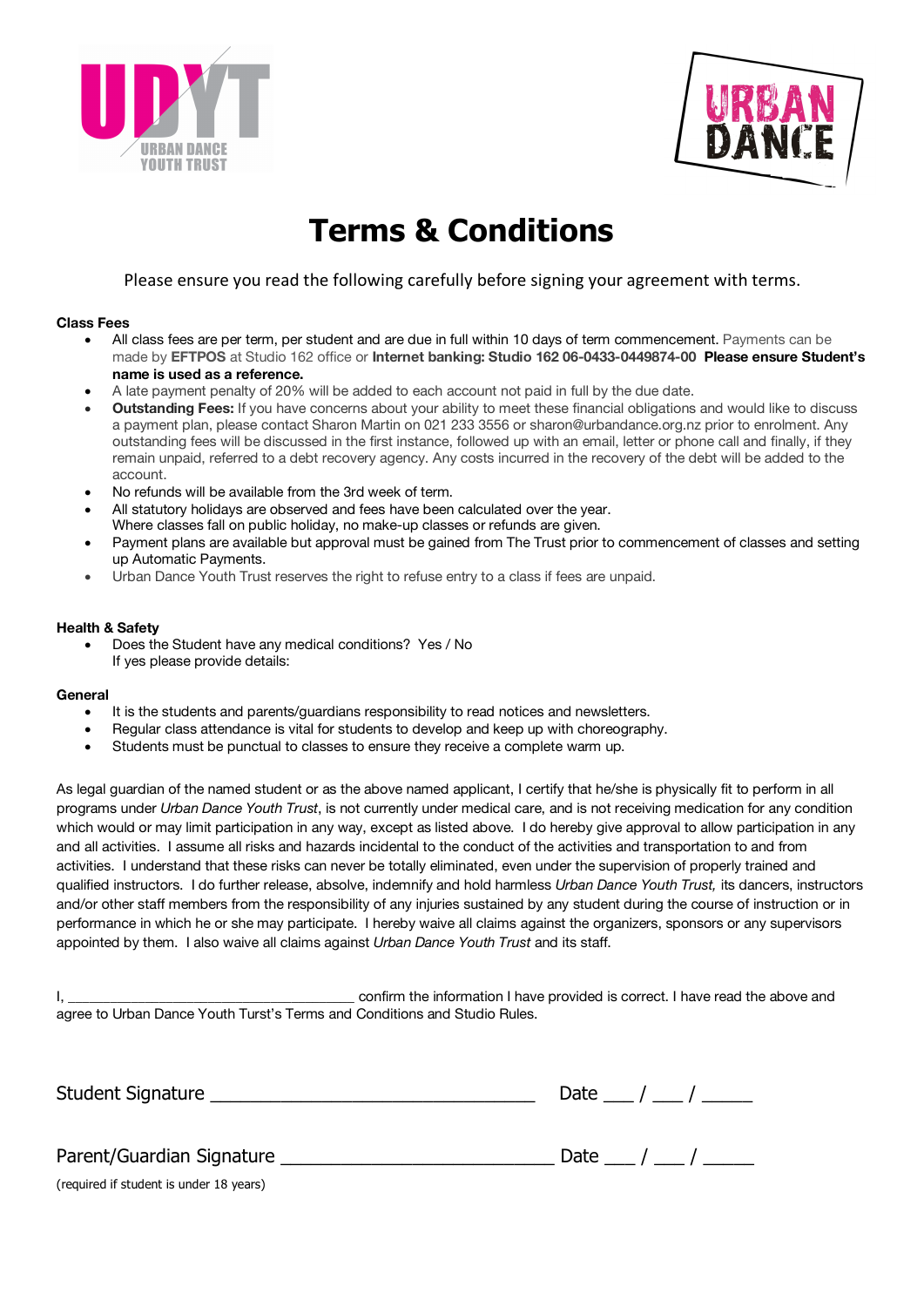# Terms & Conditions

Please ensure you read the following carefully before signing your agreement with terms.

**Class Fees**

- All class fees are per term, per student and are due in full within 10 days of term commencement. Payments can be made by **EFTPOS** at Studio 162 office or **Internet banking: Studio 162 06-0433-0449874-00** **Please ensure Student's name is used as a reference.**
- A late payment penalty of 20% will be added to each account not paid in full by the due date.
- **Outstanding Fees:** If you have concerns about your ability to meet these financial obligations and would like to discuss a payment plan, please contact Sharon Martin on 021 233 3556 or sharon@urbandance.org.nz prior to enrolment. Any outstanding fees will be discussed in the first instance, followed up with an email, letter or phone call and finally, if they remain unpaid, referred to a debt recovery agency. Any costs incurred in the recovery of the debt will be added to the account.
- No refunds will be available from the 3rd week of term.
- All statutory holidays are observed and fees have been calculated over the year. Where classes fall on public holiday, no make-up classes or refunds are given.
- Payment plans are available but approval must be gained from The Trust prior to commencement of classes and setting up Automatic Payments.
- Urban Dance Youth Trust reserves the right to refuse entry to a class if fees are unpaid.

**Health & Safety**

- Does the Student have any medical conditions? Yes / No
  If yes please provide details:

**General**

- It is the students and parents/guardians responsibility to read notices and newsletters.
- Regular class attendance is vital for students to develop and keep up with choreography.
- Students must be punctual to classes to ensure they receive a complete warm up.

As legal guardian of the named student or as the above named applicant, I certify that he/she is physically fit to perform in all programs under *Urban Dance Youth Trust*, is not currently under medical care, and is not receiving medication for any condition which would or may limit participation in any way, except as listed above. I do hereby give approval to allow participation in any and all activities. I assume all risks and hazards incidental to the conduct of the activities and transportation to and from activities. I understand that these risks can never be totally eliminated, even under the supervision of properly trained and qualified instructors. I do further release, absolve, indemnify and hold harmless *Urban Dance Youth Trust,* its dancers, instructors and/or other staff members from the responsibility of any injuries sustained by any student during the course of instruction or in performance in which he or she may participate. I hereby waive all claims against the organizers, sponsors or any supervisors appointed by them. I also waive all claims against *Urban Dance Youth Trust* and its staff.

I, ______________________________________ confirm the information I have provided is correct. I have read the above and agree to Urban Dance Youth Turst's Terms and Conditions and Studio Rules.

Student Signature __________________________________ Date ___ / ___ / _____

Parent/Guardian Signature ____________________________ Date ___ / ___ / _____

(required if student is under 18 years)